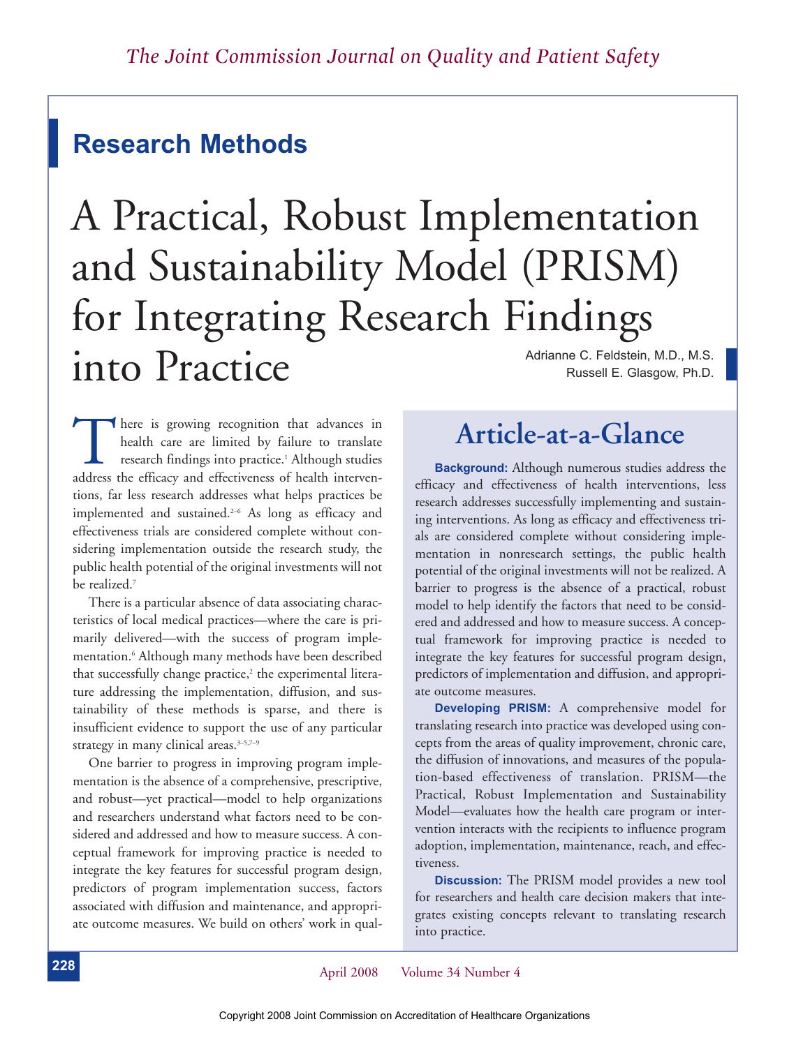## Research Methods

# A Practical, Robust Implementation and Sustainability Model (PRISM) for Integrating Research Findings into Practice

Adrianne C. Feldstein, M.D., M.S.
Russell E. Glasgow, Ph.D.

There is growing recognition that advances in health care are limited by failure to translate research findings into practice.[1] Although studies address the efficacy and effectiveness of health interventions, far less research addresses what helps practices be implemented and sustained.[2–6] As long as efficacy and effectiveness trials are considered complete without considering implementation outside the research study, the public health potential of the original investments will not be realized.[7]

There is a particular absence of data associating characteristics of local medical practices—where the care is primarily delivered—with the success of program implementation.[6] Although many methods have been described that successfully change practice,[2] the experimental literature addressing the implementation, diffusion, and sustainability of these methods is sparse, and there is insufficient evidence to support the use of any particular strategy in many clinical areas.[3–5,7–9]

One barrier to progress in improving program implementation is the absence of a comprehensive, prescriptive, and robust—yet practical—model to help organizations and researchers understand what factors need to be considered and addressed and how to measure success. A conceptual framework for improving practice is needed to integrate the key features for successful program design, predictors of program implementation success, factors associated with diffusion and maintenance, and appropriate outcome measures. We build on others' work in qual-

## Article-at-a-Glance

**Background:** Although numerous studies address the efficacy and effectiveness of health interventions, less research addresses successfully implementing and sustaining interventions. As long as efficacy and effectiveness trials are considered complete without considering implementation in nonresearch settings, the public health potential of the original investments will not be realized. A barrier to progress is the absence of a practical, robust model to help identify the factors that need to be considered and addressed and how to measure success. A conceptual framework for improving practice is needed to integrate the key features for successful program design, predictors of implementation and diffusion, and appropriate outcome measures.

**Developing PRISM:** A comprehensive model for translating research into practice was developed using concepts from the areas of quality improvement, chronic care, the diffusion of innovations, and measures of the population-based effectiveness of translation. PRISM—the Practical, Robust Implementation and Sustainability Model—evaluates how the health care program or intervention interacts with the recipients to influence program adoption, implementation, maintenance, reach, and effectiveness.

**Discussion:** The PRISM model provides a new tool for researchers and health care decision makers that integrates existing concepts relevant to translating research into practice.

Copyright 2008 Joint Commission on Accreditation of Healthcare Organizations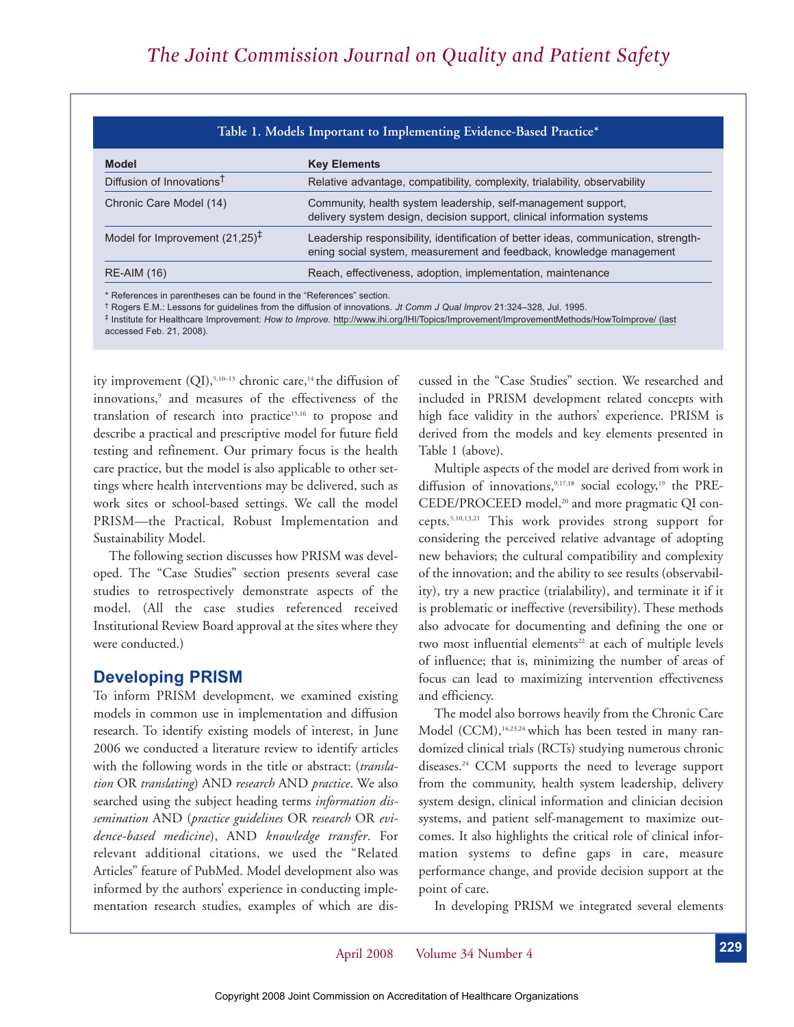**Table 1. Models Important to Implementing Evidence-Based Practice***

| Model | Key Elements |
|---|---|
| Diffusion of Innovations† | Relative advantage, compatibility, complexity, trialability, observability |
| Chronic Care Model (14) | Community, health system leadership, self-management support, delivery system design, decision support, clinical information systems |
| Model for Improvement (21,25)‡ | Leadership responsibility, identification of better ideas, communication, strengthening social system, measurement and feedback, knowledge management |
| RE-AIM (16) | Reach, effectiveness, adoption, implementation, maintenance |

* References in parentheses can be found in the "References" section.

† Rogers E.M.: Lessons for guidelines from the diffusion of innovations. *Jt Comm J Qual Improv* 21:324–328, Jul. 1995.

‡ Institute for Healthcare Improvement: *How to Improve*. http://www.ihi.org/IHI/Topics/Improvement/ImprovementMethods/HowToImprove/ (last accessed Feb. 21, 2008).

ity improvement (QI),[5,10–13] chronic care,[14] the diffusion of innovations,[9] and measures of the effectiveness of the translation of research into practice[15,16] to propose and describe a practical and prescriptive model for future field testing and refinement. Our primary focus is the health care practice, but the model is also applicable to other settings where health interventions may be delivered, such as work sites or school-based settings. We call the model PRISM—the Practical, Robust Implementation and Sustainability Model.

The following section discusses how PRISM was developed. The "Case Studies" section presents several case studies to retrospectively demonstrate aspects of the model. (All the case studies referenced received Institutional Review Board approval at the sites where they were conducted.)

## Developing PRISM

To inform PRISM development, we examined existing models in common use in implementation and diffusion research. To identify existing models of interest, in June 2006 we conducted a literature review to identify articles with the following words in the title or abstract: (*translation* OR *translating*) AND *research* AND *practice*. We also searched using the subject heading terms *information dissemination* AND (*practice guidelines* OR *research* OR *evidence-based medicine*), AND *knowledge transfer*. For relevant additional citations, we used the "Related Articles" feature of PubMed. Model development also was informed by the authors' experience in conducting implementation research studies, examples of which are discussed in the "Case Studies" section. We researched and included in PRISM development related concepts with high face validity in the authors' experience. PRISM is derived from the models and key elements presented in Table 1 (above).

Multiple aspects of the model are derived from work in diffusion of innovations,[9,17,18] social ecology,[19] the PRECEDE/PROCEED model,[20] and more pragmatic QI concepts.[5,10,13,21] This work provides strong support for considering the perceived relative advantage of adopting new behaviors; the cultural compatibility and complexity of the innovation; and the ability to see results (observability), try a new practice (trialability), and terminate it if it is problematic or ineffective (reversibility). These methods also advocate for documenting and defining the one or two most influential elements[22] at each of multiple levels of influence; that is, minimizing the number of areas of focus can lead to maximizing intervention effectiveness and efficiency.

The model also borrows heavily from the Chronic Care Model (CCM),[14,23,24] which has been tested in many randomized clinical trials (RCTs) studying numerous chronic diseases.[24] CCM supports the need to leverage support from the community, health system leadership, delivery system design, clinical information and clinician decision systems, and patient self-management to maximize outcomes. It also highlights the critical role of clinical information systems to define gaps in care, measure performance change, and provide decision support at the point of care.

In developing PRISM we integrated several elements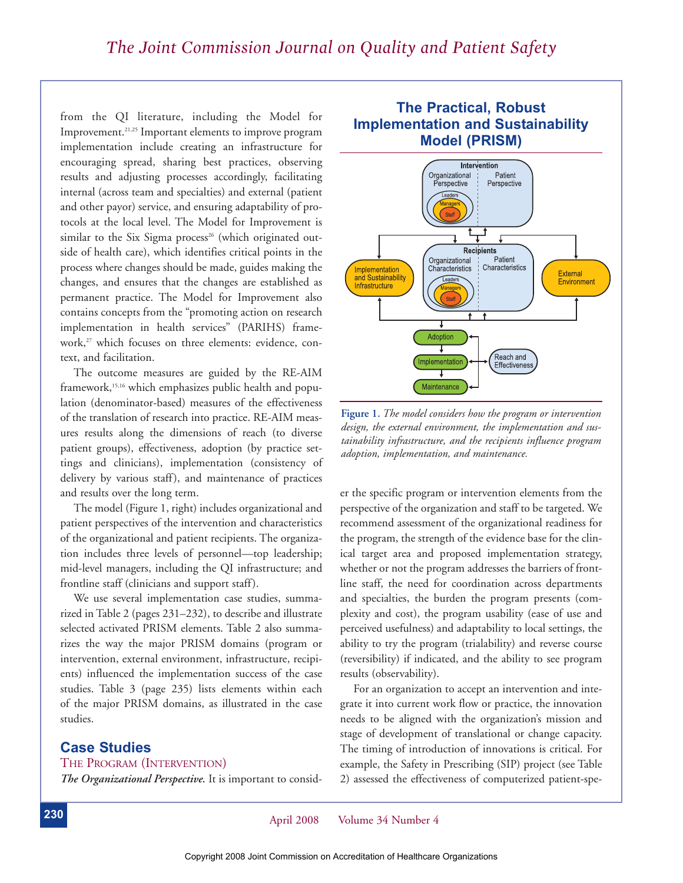from the QI literature, including the Model for Improvement.[21,25] Important elements to improve program implementation include creating an infrastructure for encouraging spread, sharing best practices, observing results and adjusting processes accordingly, facilitating internal (across team and specialties) and external (patient and other payor) service, and ensuring adaptability of protocols at the local level. The Model for Improvement is similar to the Six Sigma process[26] (which originated outside of health care), which identifies critical points in the process where changes should be made, guides making the changes, and ensures that the changes are established as permanent practice. The Model for Improvement also contains concepts from the "promoting action on research implementation in health services" (PARIHS) framework,[27] which focuses on three elements: evidence, context, and facilitation.

The outcome measures are guided by the RE-AIM framework,[15,16] which emphasizes public health and population (denominator-based) measures of the effectiveness of the translation of research into practice. RE-AIM measures results along the dimensions of reach (to diverse patient groups), effectiveness, adoption (by practice settings and clinicians), implementation (consistency of delivery by various staff), and maintenance of practices and results over the long term.

The model (Figure 1, right) includes organizational and patient perspectives of the intervention and characteristics of the organizational and patient recipients. The organization includes three levels of personnel—top leadership; mid-level managers, including the QI infrastructure; and frontline staff (clinicians and support staff).

We use several implementation case studies, summarized in Table 2 (pages 231–232), to describe and illustrate selected activated PRISM elements. Table 2 also summarizes the way the major PRISM domains (program or intervention, external environment, infrastructure, recipients) influenced the implementation success of the case studies. Table 3 (page 235) lists elements within each of the major PRISM domains, as illustrated in the case studies.

**The Practical, Robust Implementation and Sustainability Model (PRISM)**

**Figure 1.** *The model considers how the program or intervention design, the external environment, the implementation and sustainability infrastructure, and the recipients influence program adoption, implementation, and maintenance.*

## Case Studies

### The Program (Intervention)

***The Organizational Perspective.*** It is important to consider the specific program or intervention elements from the perspective of the organization and staff to be targeted. We recommend assessment of the organizational readiness for the program, the strength of the evidence base for the clinical target area and proposed implementation strategy, whether or not the program addresses the barriers of frontline staff, the need for coordination across departments and specialties, the burden the program presents (complexity and cost), the program usability (ease of use and perceived usefulness) and adaptability to local settings, the ability to try the program (trialability) and reverse course (reversibility) if indicated, and the ability to see program results (observability).

For an organization to accept an intervention and integrate it into current work flow or practice, the innovation needs to be aligned with the organization's mission and stage of development of translational or change capacity. The timing of introduction of innovations is critical. For example, the Safety in Prescribing (SIP) project (see Table 2) assessed the effectiveness of computerized patient-spe-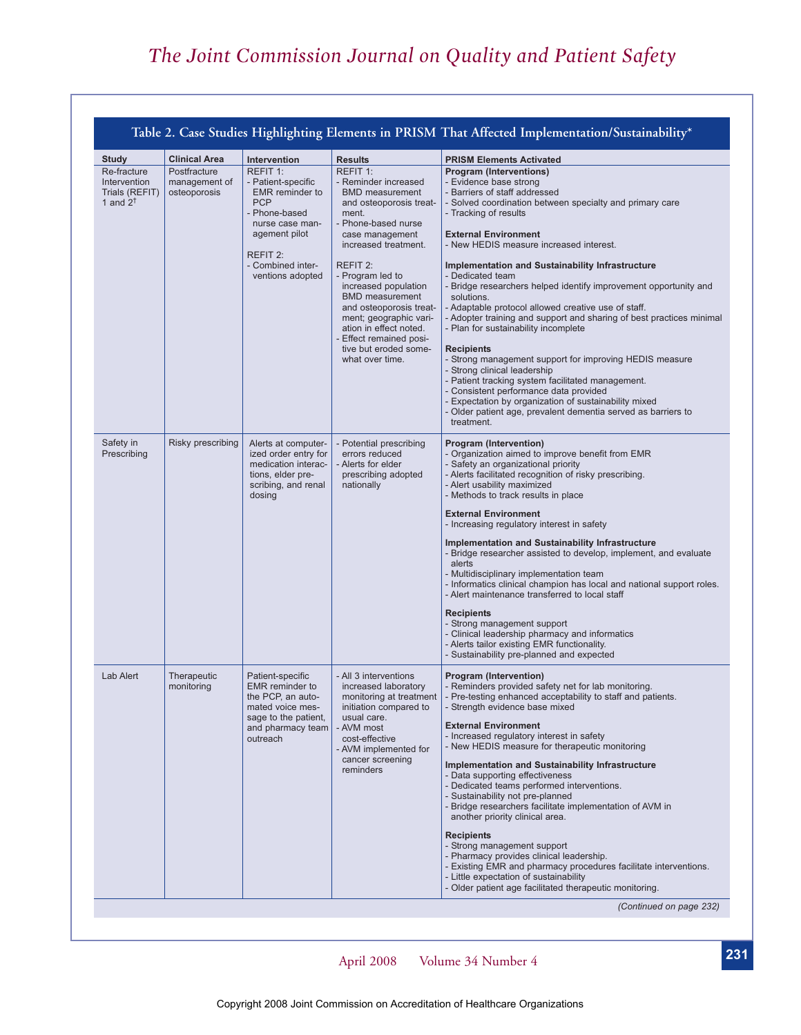**Table 2. Case Studies Highlighting Elements in PRISM That Affected Implementation/Sustainability***

| Study | Clinical Area | Intervention | Results | PRISM Elements Activated |
|---|---|---|---|---|
| Re-fracture Intervention Trials (REFIT) 1 and 2[†] | Postfracture management of osteoporosis | REFIT 1:<br>- Patient-specific EMR reminder to PCP<br>- Phone-based nurse case management pilot<br><br>REFIT 2:<br>- Combined interventions adopted | REFIT 1:<br>- Reminder increased BMD measurement and osteoporosis treatment.<br>- Phone-based nurse case management increased treatment.<br><br>REFIT 2:<br>- Program led to increased population BMD measurement and osteoporosis treatment; geographic variation in effect noted.<br>- Effect remained positive but eroded somewhat over time. | **Program (Interventions)**<br>- Evidence base strong<br>- Barriers of staff addressed<br>- Solved coordination between specialty and primary care<br>- Tracking of results<br><br>**External Environment**<br>- New HEDIS measure increased interest.<br><br>**Implementation and Sustainability Infrastructure**<br>- Dedicated team<br>- Bridge researchers helped identify improvement opportunity and solutions.<br>- Adaptable protocol allowed creative use of staff.<br>- Adopter training and support and sharing of best practices minimal<br>- Plan for sustainability incomplete<br><br>**Recipients**<br>- Strong management support for improving HEDIS measure<br>- Strong clinical leadership<br>- Patient tracking system facilitated management.<br>- Consistent performance data provided<br>- Expectation by organization of sustainability mixed<br>- Older patient age, prevalent dementia served as barriers to treatment. |
| Safety in Prescribing | Risky prescribing | Alerts at computerized order entry for medication interactions, elder prescribing, and renal dosing | - Potential prescribing errors reduced<br>- Alerts for elder prescribing adopted nationally | **Program (Intervention)**<br>- Organization aimed to improve benefit from EMR<br>- Safety an organizational priority<br>- Alerts facilitated recognition of risky prescribing.<br>- Alert usability maximized<br>- Methods to track results in place<br><br>**External Environment**<br>- Increasing regulatory interest in safety<br><br>**Implementation and Sustainability Infrastructure**<br>- Bridge researcher assisted to develop, implement, and evaluate alerts<br>- Multidisciplinary implementation team<br>- Informatics clinical champion has local and national support roles.<br>- Alert maintenance transferred to local staff<br><br>**Recipients**<br>- Strong management support<br>- Clinical leadership pharmacy and informatics<br>- Alerts tailor existing EMR functionality.<br>- Sustainability pre-planned and expected |
| Lab Alert | Therapeutic monitoring | Patient-specific EMR reminder to the PCP, an automated voice message to the patient, and pharmacy team outreach | - All 3 interventions increased laboratory monitoring at treatment initiation compared to usual care.<br>- AVM most cost-effective<br>- AVM implemented for cancer screening reminders | **Program (Intervention)**<br>- Reminders provided safety net for lab monitoring.<br>- Pre-testing enhanced acceptability to staff and patients.<br>- Strength evidence base mixed<br><br>**External Environment**<br>- Increased regulatory interest in safety<br>- New HEDIS measure for therapeutic monitoring<br><br>**Implementation and Sustainability Infrastructure**<br>- Data supporting effectiveness<br>- Dedicated teams performed interventions.<br>- Sustainability not pre-planned<br>- Bridge researchers facilitate implementation of AVM in another priority clinical area.<br><br>**Recipients**<br>- Strong management support<br>- Pharmacy provides clinical leadership.<br>- Existing EMR and pharmacy procedures facilitate interventions.<br>- Little expectation of sustainability<br>- Older patient age facilitated therapeutic monitoring. |

*(Continued on page 232)*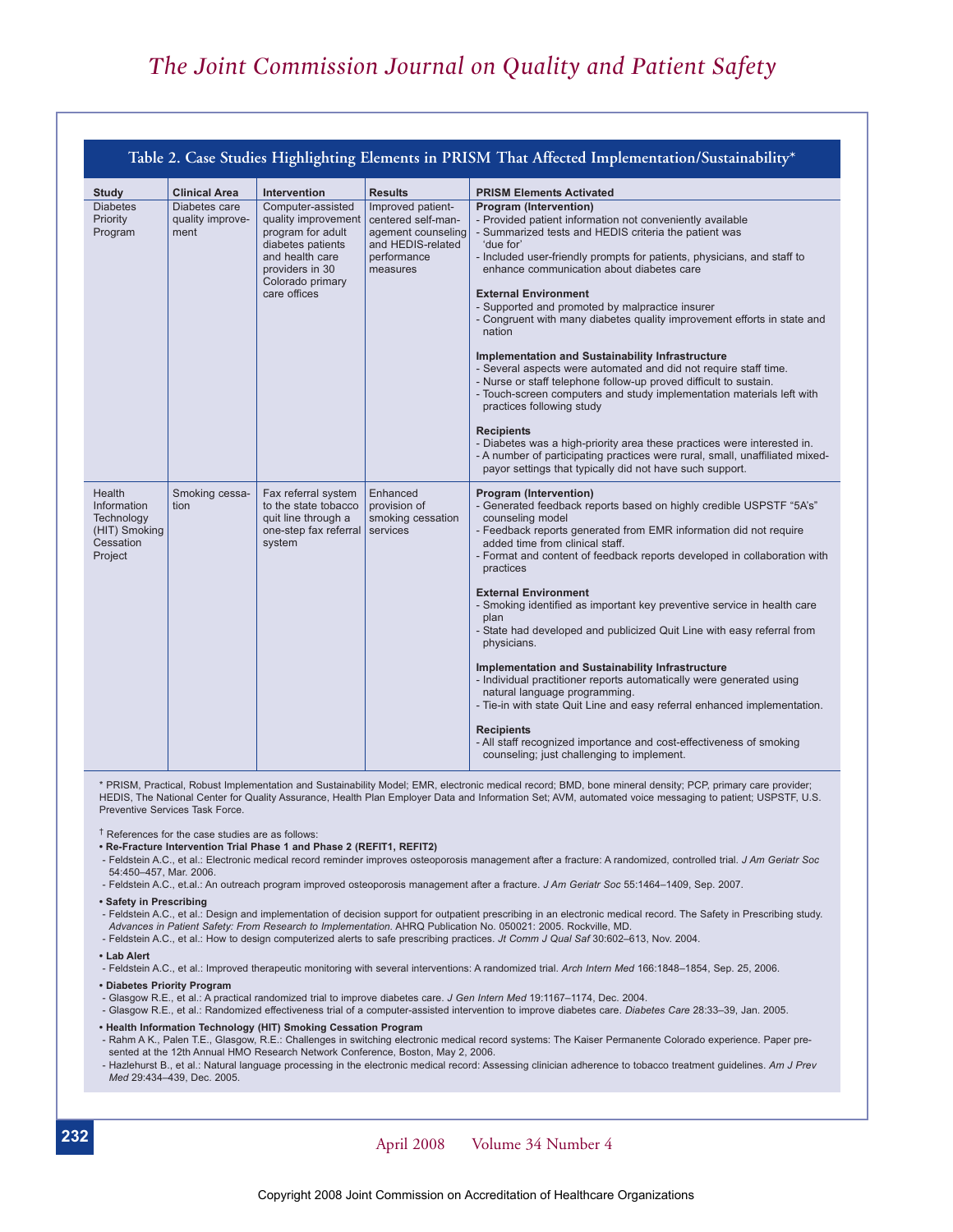**Table 2. Case Studies Highlighting Elements in PRISM That Affected Implementation/Sustainability***

| Study | Clinical Area | Intervention | Results | PRISM Elements Activated |
|---|---|---|---|---|
| Diabetes Priority Program | Diabetes care quality improvement | Computer-assisted quality improvement program for adult diabetes patients and health care providers in 30 Colorado primary care offices | Improved patient-centered self-management counseling and HEDIS-related performance measures | **Program (Intervention)**<br>- Provided patient information not conveniently available<br>- Summarized tests and HEDIS criteria the patient was 'due for'<br>- Included user-friendly prompts for patients, physicians, and staff to enhance communication about diabetes care<br><br>**External Environment**<br>- Supported and promoted by malpractice insurer<br>- Congruent with many diabetes quality improvement efforts in state and nation<br><br>**Implementation and Sustainability Infrastructure**<br>- Several aspects were automated and did not require staff time.<br>- Nurse or staff telephone follow-up proved difficult to sustain.<br>- Touch-screen computers and study implementation materials left with practices following study<br><br>**Recipients**<br>- Diabetes was a high-priority area these practices were interested in.<br>- A number of participating practices were rural, small, unaffiliated mixed-payor settings that typically did not have such support. |
| Health Information Technology (HIT) Smoking Cessation Project | Smoking cessation | Fax referral system to the state tobacco quit line through a one-step fax referral system | Enhanced provision of smoking cessation services | **Program (Intervention)**<br>- Generated feedback reports based on highly credible USPSTF "5A's" counseling model<br>- Feedback reports generated from EMR information did not require added time from clinical staff.<br>- Format and content of feedback reports developed in collaboration with practices<br><br>**External Environment**<br>- Smoking identified as important key preventive service in health care plan<br>- State had developed and publicized Quit Line with easy referral from physicians.<br><br>**Implementation and Sustainability Infrastructure**<br>- Individual practitioner reports automatically were generated using natural language programming.<br>- Tie-in with state Quit Line and easy referral enhanced implementation.<br><br>**Recipients**<br>- All staff recognized importance and cost-effectiveness of smoking counseling; just challenging to implement. |

\* PRISM, Practical, Robust Implementation and Sustainability Model; EMR, electronic medical record; BMD, bone mineral density; PCP, primary care provider; HEDIS, The National Center for Quality Assurance, Health Plan Employer Data and Information Set; AVM, automated voice messaging to patient; USPSTF, U.S. Preventive Services Task Force.

† References for the case studies are as follows:

**• Re-Fracture Intervention Trial Phase 1 and Phase 2 (REFIT1, REFIT2)**
- Feldstein A.C., et al.: Electronic medical record reminder improves osteoporosis management after a fracture: A randomized, controlled trial. *J Am Geriatr Soc* 54:450–457, Mar. 2006.
- Feldstein A.C., et.al.: An outreach program improved osteoporosis management after a fracture. *J Am Geriatr Soc* 55:1464–1409, Sep. 2007.

**• Safety in Prescribing**
- Feldstein A.C., et al.: Design and implementation of decision support for outpatient prescribing in an electronic medical record. The Safety in Prescribing study. *Advances in Patient Safety: From Research to Implementation.* AHRQ Publication No. 050021: 2005. Rockville, MD.
- Feldstein A.C., et al.: How to design computerized alerts to safe prescribing practices. *Jt Comm J Qual Saf* 30:602–613, Nov. 2004.

**• Lab Alert**
- Feldstein A.C., et al.: Improved therapeutic monitoring with several interventions: A randomized trial. *Arch Intern Med* 166:1848–1854, Sep. 25, 2006.

**• Diabetes Priority Program**
- Glasgow R.E., et al.: A practical randomized trial to improve diabetes care. *J Gen Intern Med* 19:1167–1174, Dec. 2004.
- Glasgow R.E., et al.: Randomized effectiveness trial of a computer-assisted intervention to improve diabetes care. *Diabetes Care* 28:33–39, Jan. 2005.

**• Health Information Technology (HIT) Smoking Cessation Program**
- Rahm A K., Palen T.E., Glasgow, R.E.: Challenges in switching electronic medical record systems: The Kaiser Permanente Colorado experience. Paper presented at the 12th Annual HMO Research Network Conference, Boston, May 2, 2006.
- Hazlehurst B., et al.: Natural language processing in the electronic medical record: Assessing clinician adherence to tobacco treatment guidelines. *Am J Prev Med* 29:434–439, Dec. 2005.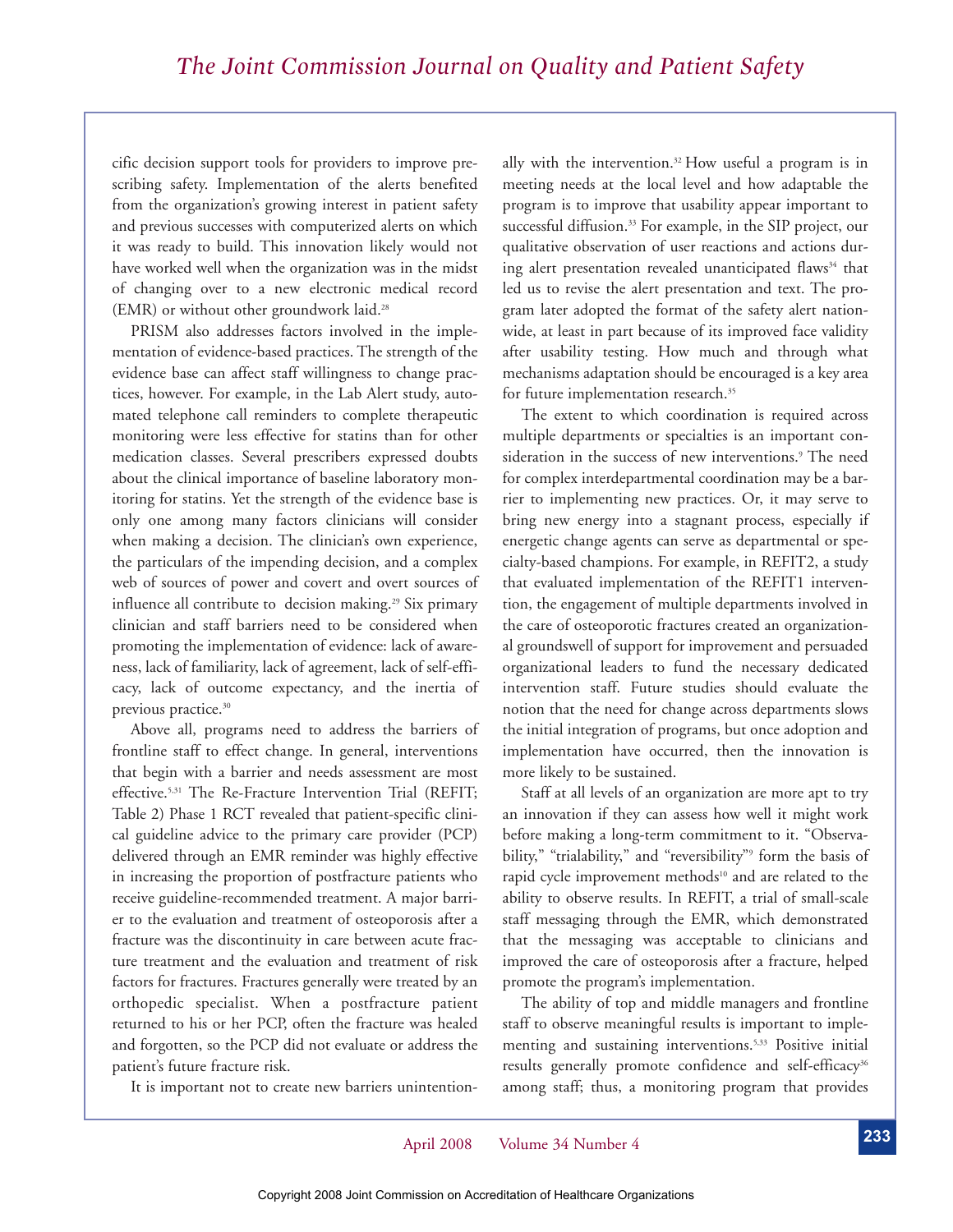cific decision support tools for providers to improve prescribing safety. Implementation of the alerts benefited from the organization's growing interest in patient safety and previous successes with computerized alerts on which it was ready to build. This innovation likely would not have worked well when the organization was in the midst of changing over to a new electronic medical record (EMR) or without other groundwork laid.[28]

PRISM also addresses factors involved in the implementation of evidence-based practices. The strength of the evidence base can affect staff willingness to change practices, however. For example, in the Lab Alert study, automated telephone call reminders to complete therapeutic monitoring were less effective for statins than for other medication classes. Several prescribers expressed doubts about the clinical importance of baseline laboratory monitoring for statins. Yet the strength of the evidence base is only one among many factors clinicians will consider when making a decision. The clinician's own experience, the particulars of the impending decision, and a complex web of sources of power and covert and overt sources of influence all contribute to decision making.[29] Six primary clinician and staff barriers need to be considered when promoting the implementation of evidence: lack of awareness, lack of familiarity, lack of agreement, lack of self-efficacy, lack of outcome expectancy, and the inertia of previous practice.[30]

Above all, programs need to address the barriers of frontline staff to effect change. In general, interventions that begin with a barrier and needs assessment are most effective.[5,31] The Re-Fracture Intervention Trial (REFIT; Table 2) Phase 1 RCT revealed that patient-specific clinical guideline advice to the primary care provider (PCP) delivered through an EMR reminder was highly effective in increasing the proportion of postfracture patients who receive guideline-recommended treatment. A major barrier to the evaluation and treatment of osteoporosis after a fracture was the discontinuity in care between acute fracture treatment and the evaluation and treatment of risk factors for fractures. Fractures generally were treated by an orthopedic specialist. When a postfracture patient returned to his or her PCP, often the fracture was healed and forgotten, so the PCP did not evaluate or address the patient's future fracture risk.

It is important not to create new barriers unintentionally with the intervention.[32] How useful a program is in meeting needs at the local level and how adaptable the program is to improve that usability appear important to successful diffusion.[33] For example, in the SIP project, our qualitative observation of user reactions and actions during alert presentation revealed unanticipated flaws[34] that led us to revise the alert presentation and text. The program later adopted the format of the safety alert nationwide, at least in part because of its improved face validity after usability testing. How much and through what mechanisms adaptation should be encouraged is a key area for future implementation research.[35]

The extent to which coordination is required across multiple departments or specialties is an important consideration in the success of new interventions.[9] The need for complex interdepartmental coordination may be a barrier to implementing new practices. Or, it may serve to bring new energy into a stagnant process, especially if energetic change agents can serve as departmental or specialty-based champions. For example, in REFIT2, a study that evaluated implementation of the REFIT1 intervention, the engagement of multiple departments involved in the care of osteoporotic fractures created an organizational groundswell of support for improvement and persuaded organizational leaders to fund the necessary dedicated intervention staff. Future studies should evaluate the notion that the need for change across departments slows the initial integration of programs, but once adoption and implementation have occurred, then the innovation is more likely to be sustained.

Staff at all levels of an organization are more apt to try an innovation if they can assess how well it might work before making a long-term commitment to it. "Observability," "trialability," and "reversibility"[9] form the basis of rapid cycle improvement methods[10] and are related to the ability to observe results. In REFIT, a trial of small-scale staff messaging through the EMR, which demonstrated that the messaging was acceptable to clinicians and improved the care of osteoporosis after a fracture, helped promote the program's implementation.

The ability of top and middle managers and frontline staff to observe meaningful results is important to implementing and sustaining interventions.[5,33] Positive initial results generally promote confidence and self-efficacy[36] among staff; thus, a monitoring program that provides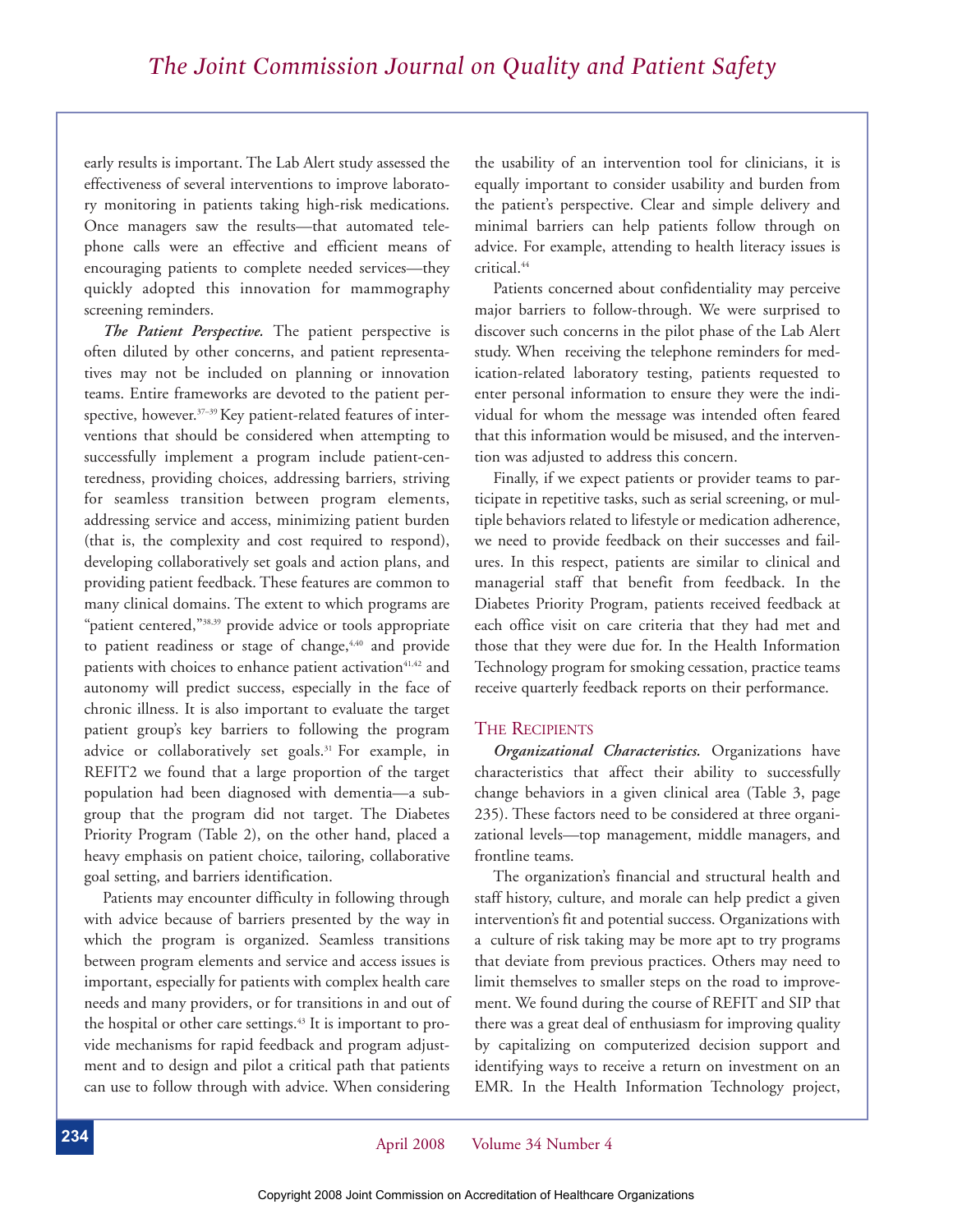early results is important. The Lab Alert study assessed the effectiveness of several interventions to improve laboratory monitoring in patients taking high-risk medications. Once managers saw the results—that automated telephone calls were an effective and efficient means of encouraging patients to complete needed services—they quickly adopted this innovation for mammography screening reminders.

***The Patient Perspective.*** The patient perspective is often diluted by other concerns, and patient representatives may not be included on planning or innovation teams. Entire frameworks are devoted to the patient perspective, however.[37–39] Key patient-related features of interventions that should be considered when attempting to successfully implement a program include patient-centeredness, providing choices, addressing barriers, striving for seamless transition between program elements, addressing service and access, minimizing patient burden (that is, the complexity and cost required to respond), developing collaboratively set goals and action plans, and providing patient feedback. These features are common to many clinical domains. The extent to which programs are "patient centered,"[38,39] provide advice or tools appropriate to patient readiness or stage of change,[4,40] and provide patients with choices to enhance patient activation[41,42] and autonomy will predict success, especially in the face of chronic illness. It is also important to evaluate the target patient group's key barriers to following the program advice or collaboratively set goals.[31] For example, in REFIT2 we found that a large proportion of the target population had been diagnosed with dementia—a subgroup that the program did not target. The Diabetes Priority Program (Table 2), on the other hand, placed a heavy emphasis on patient choice, tailoring, collaborative goal setting, and barriers identification.

Patients may encounter difficulty in following through with advice because of barriers presented by the way in which the program is organized. Seamless transitions between program elements and service and access issues is important, especially for patients with complex health care needs and many providers, or for transitions in and out of the hospital or other care settings.[43] It is important to provide mechanisms for rapid feedback and program adjustment and to design and pilot a critical path that patients can use to follow through with advice. When considering the usability of an intervention tool for clinicians, it is equally important to consider usability and burden from the patient's perspective. Clear and simple delivery and minimal barriers can help patients follow through on advice. For example, attending to health literacy issues is critical.[44]

Patients concerned about confidentiality may perceive major barriers to follow-through. We were surprised to discover such concerns in the pilot phase of the Lab Alert study. When receiving the telephone reminders for medication-related laboratory testing, patients requested to enter personal information to ensure they were the individual for whom the message was intended often feared that this information would be misused, and the intervention was adjusted to address this concern.

Finally, if we expect patients or provider teams to participate in repetitive tasks, such as serial screening, or multiple behaviors related to lifestyle or medication adherence, we need to provide feedback on their successes and failures. In this respect, patients are similar to clinical and managerial staff that benefit from feedback. In the Diabetes Priority Program, patients received feedback at each office visit on care criteria that they had met and those that they were due for. In the Health Information Technology program for smoking cessation, practice teams receive quarterly feedback reports on their performance.

## The Recipients

***Organizational Characteristics.*** Organizations have characteristics that affect their ability to successfully change behaviors in a given clinical area (Table 3, page 235). These factors need to be considered at three organizational levels—top management, middle managers, and frontline teams.

The organization's financial and structural health and staff history, culture, and morale can help predict a given intervention's fit and potential success. Organizations with a culture of risk taking may be more apt to try programs that deviate from previous practices. Others may need to limit themselves to smaller steps on the road to improvement. We found during the course of REFIT and SIP that there was a great deal of enthusiasm for improving quality by capitalizing on computerized decision support and identifying ways to receive a return on investment on an EMR. In the Health Information Technology project,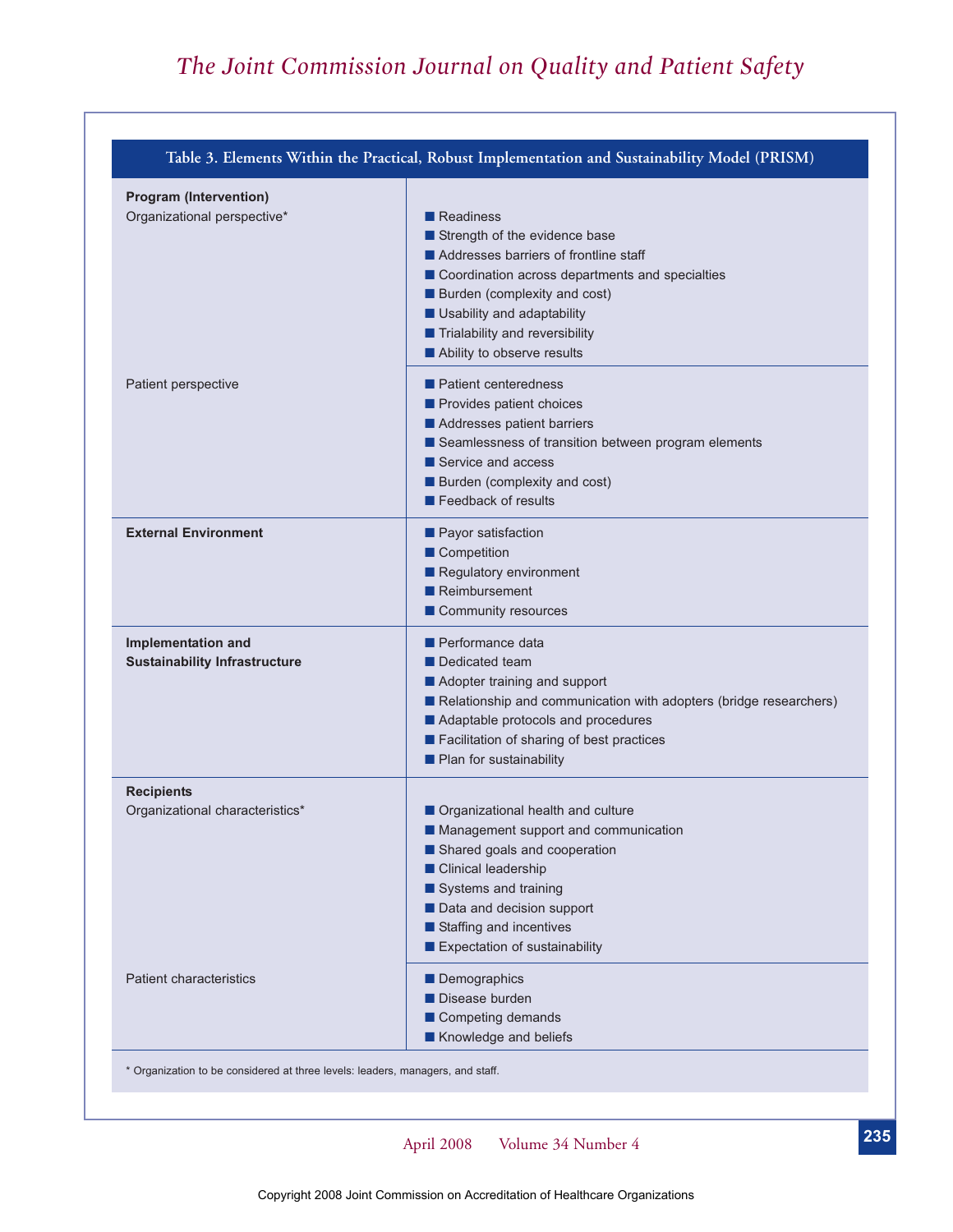**Table 3. Elements Within the Practical, Robust Implementation and Sustainability Model (PRISM)**

| Category | Elements |
|---|---|
| **Program (Intervention)** | |
| Organizational perspective* | ■ Readiness<br>■ Strength of the evidence base<br>■ Addresses barriers of frontline staff<br>■ Coordination across departments and specialties<br>■ Burden (complexity and cost)<br>■ Usability and adaptability<br>■ Trialability and reversibility<br>■ Ability to observe results |
| Patient perspective | ■ Patient centeredness<br>■ Provides patient choices<br>■ Addresses patient barriers<br>■ Seamlessness of transition between program elements<br>■ Service and access<br>■ Burden (complexity and cost)<br>■ Feedback of results |
| **External Environment** | ■ Payor satisfaction<br>■ Competition<br>■ Regulatory environment<br>■ Reimbursement<br>■ Community resources |
| **Implementation and Sustainability Infrastructure** | ■ Performance data<br>■ Dedicated team<br>■ Adopter training and support<br>■ Relationship and communication with adopters (bridge researchers)<br>■ Adaptable protocols and procedures<br>■ Facilitation of sharing of best practices<br>■ Plan for sustainability |
| **Recipients** | |
| Organizational characteristics* | ■ Organizational health and culture<br>■ Management support and communication<br>■ Shared goals and cooperation<br>■ Clinical leadership<br>■ Systems and training<br>■ Data and decision support<br>■ Staffing and incentives<br>■ Expectation of sustainability |
| Patient characteristics | ■ Demographics<br>■ Disease burden<br>■ Competing demands<br>■ Knowledge and beliefs |

\* Organization to be considered at three levels: leaders, managers, and staff.

Copyright 2008 Joint Commission on Accreditation of Healthcare Organizations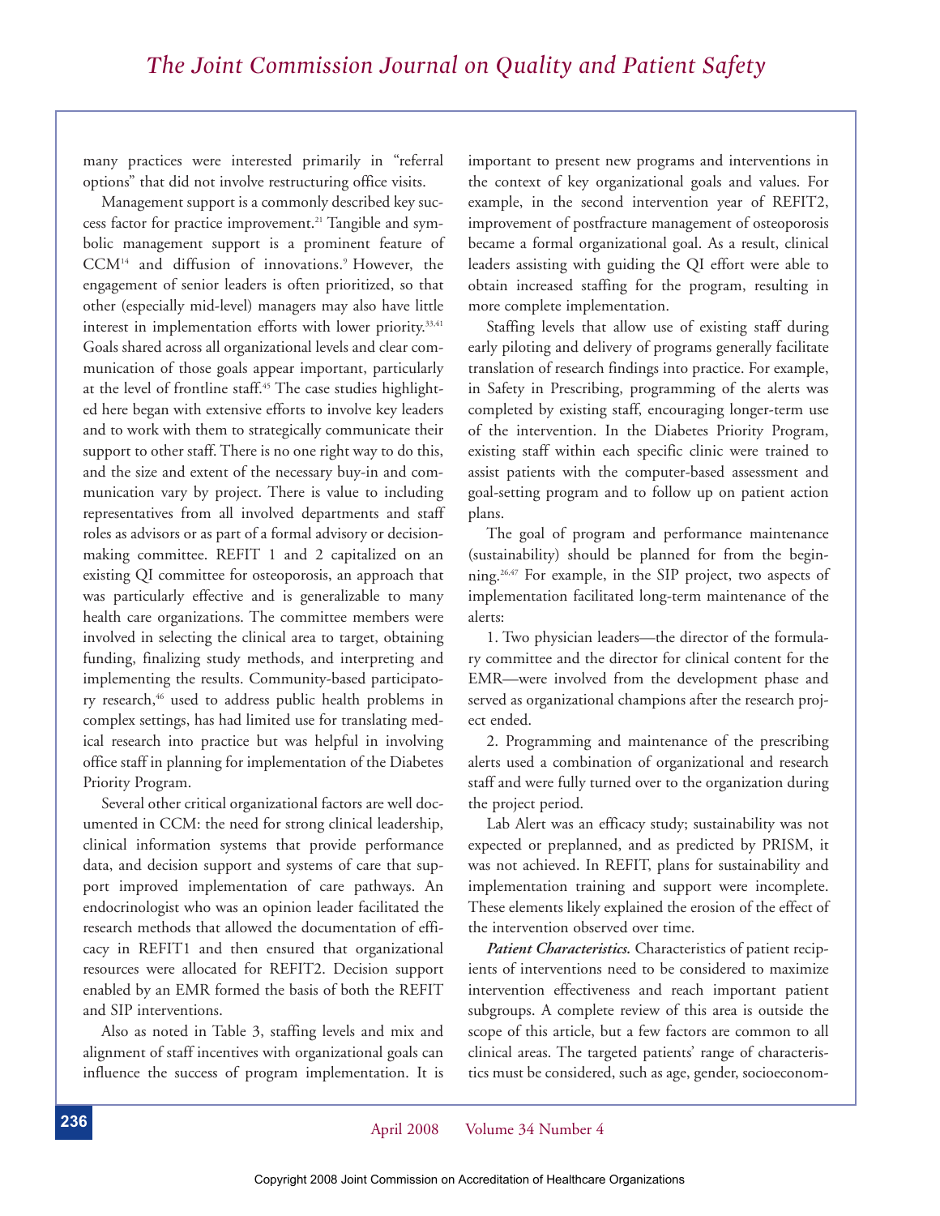many practices were interested primarily in "referral options" that did not involve restructuring office visits.

Management support is a commonly described key success factor for practice improvement.[21] Tangible and symbolic management support is a prominent feature of CCM[14] and diffusion of innovations.[9] However, the engagement of senior leaders is often prioritized, so that other (especially mid-level) managers may also have little interest in implementation efforts with lower priority.[33,41] Goals shared across all organizational levels and clear communication of those goals appear important, particularly at the level of frontline staff.[45] The case studies highlighted here began with extensive efforts to involve key leaders and to work with them to strategically communicate their support to other staff. There is no one right way to do this, and the size and extent of the necessary buy-in and communication vary by project. There is value to including representatives from all involved departments and staff roles as advisors or as part of a formal advisory or decision-making committee. REFIT 1 and 2 capitalized on an existing QI committee for osteoporosis, an approach that was particularly effective and is generalizable to many health care organizations. The committee members were involved in selecting the clinical area to target, obtaining funding, finalizing study methods, and interpreting and implementing the results. Community-based participatory research,[46] used to address public health problems in complex settings, has had limited use for translating medical research into practice but was helpful in involving office staff in planning for implementation of the Diabetes Priority Program.

Several other critical organizational factors are well documented in CCM: the need for strong clinical leadership, clinical information systems that provide performance data, and decision support and systems of care that support improved implementation of care pathways. An endocrinologist who was an opinion leader facilitated the research methods that allowed the documentation of efficacy in REFIT1 and then ensured that organizational resources were allocated for REFIT2. Decision support enabled by an EMR formed the basis of both the REFIT and SIP interventions.

Also as noted in Table 3, staffing levels and mix and alignment of staff incentives with organizational goals can influence the success of program implementation. It is important to present new programs and interventions in the context of key organizational goals and values. For example, in the second intervention year of REFIT2, improvement of postfracture management of osteoporosis became a formal organizational goal. As a result, clinical leaders assisting with guiding the QI effort were able to obtain increased staffing for the program, resulting in more complete implementation.

Staffing levels that allow use of existing staff during early piloting and delivery of programs generally facilitate translation of research findings into practice. For example, in Safety in Prescribing, programming of the alerts was completed by existing staff, encouraging longer-term use of the intervention. In the Diabetes Priority Program, existing staff within each specific clinic were trained to assist patients with the computer-based assessment and goal-setting program and to follow up on patient action plans.

The goal of program and performance maintenance (sustainability) should be planned for from the beginning.[26,47] For example, in the SIP project, two aspects of implementation facilitated long-term maintenance of the alerts:

1. Two physician leaders—the director of the formulary committee and the director for clinical content for the EMR—were involved from the development phase and served as organizational champions after the research project ended.

2. Programming and maintenance of the prescribing alerts used a combination of organizational and research staff and were fully turned over to the organization during the project period.

Lab Alert was an efficacy study; sustainability was not expected or preplanned, and as predicted by PRISM, it was not achieved. In REFIT, plans for sustainability and implementation training and support were incomplete. These elements likely explained the erosion of the effect of the intervention observed over time.

***Patient Characteristics.*** Characteristics of patient recipients of interventions need to be considered to maximize intervention effectiveness and reach important patient subgroups. A complete review of this area is outside the scope of this article, but a few factors are common to all clinical areas. The targeted patients' range of characteristics must be considered, such as age, gender, socioeconom-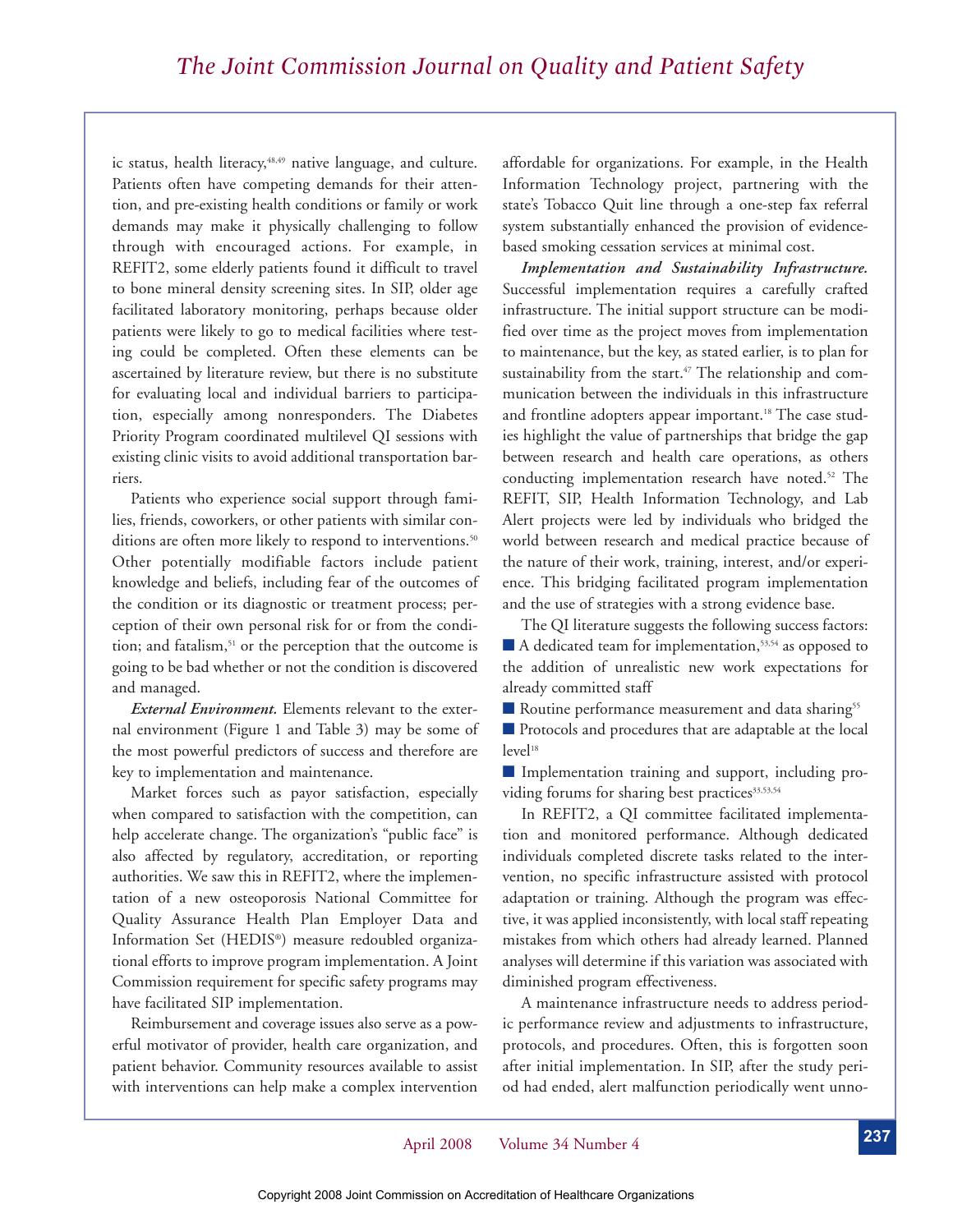ic status, health literacy,[48,49] native language, and culture. Patients often have competing demands for their attention, and pre-existing health conditions or family or work demands may make it physically challenging to follow through with encouraged actions. For example, in REFIT2, some elderly patients found it difficult to travel to bone mineral density screening sites. In SIP, older age facilitated laboratory monitoring, perhaps because older patients were likely to go to medical facilities where testing could be completed. Often these elements can be ascertained by literature review, but there is no substitute for evaluating local and individual barriers to participation, especially among nonresponders. The Diabetes Priority Program coordinated multilevel QI sessions with existing clinic visits to avoid additional transportation barriers.

Patients who experience social support through families, friends, coworkers, or other patients with similar conditions are often more likely to respond to interventions.[50] Other potentially modifiable factors include patient knowledge and beliefs, including fear of the outcomes of the condition or its diagnostic or treatment process; perception of their own personal risk for or from the condition; and fatalism,[51] or the perception that the outcome is going to be bad whether or not the condition is discovered and managed.

***External Environment.*** Elements relevant to the external environment (Figure 1 and Table 3) may be some of the most powerful predictors of success and therefore are key to implementation and maintenance.

Market forces such as payor satisfaction, especially when compared to satisfaction with the competition, can help accelerate change. The organization's "public face" is also affected by regulatory, accreditation, or reporting authorities. We saw this in REFIT2, where the implementation of a new osteoporosis National Committee for Quality Assurance Health Plan Employer Data and Information Set (HEDIS®) measure redoubled organizational efforts to improve program implementation. A Joint Commission requirement for specific safety programs may have facilitated SIP implementation.

Reimbursement and coverage issues also serve as a powerful motivator of provider, health care organization, and patient behavior. Community resources available to assist with interventions can help make a complex intervention affordable for organizations. For example, in the Health Information Technology project, partnering with the state's Tobacco Quit line through a one-step fax referral system substantially enhanced the provision of evidence-based smoking cessation services at minimal cost.

***Implementation and Sustainability Infrastructure.*** Successful implementation requires a carefully crafted infrastructure. The initial support structure can be modified over time as the project moves from implementation to maintenance, but the key, as stated earlier, is to plan for sustainability from the start.[47] The relationship and communication between the individuals in this infrastructure and frontline adopters appear important.[18] The case studies highlight the value of partnerships that bridge the gap between research and health care operations, as others conducting implementation research have noted.[52] The REFIT, SIP, Health Information Technology, and Lab Alert projects were led by individuals who bridged the world between research and medical practice because of the nature of their work, training, interest, and/or experience. This bridging facilitated program implementation and the use of strategies with a strong evidence base.

The QI literature suggests the following success factors:

- A dedicated team for implementation,[53,54] as opposed to the addition of unrealistic new work expectations for already committed staff
- Routine performance measurement and data sharing[55]
- Protocols and procedures that are adaptable at the local level[18]
- Implementation training and support, including providing forums for sharing best practices[33,53,54]

In REFIT2, a QI committee facilitated implementation and monitored performance. Although dedicated individuals completed discrete tasks related to the intervention, no specific infrastructure assisted with protocol adaptation or training. Although the program was effective, it was applied inconsistently, with local staff repeating mistakes from which others had already learned. Planned analyses will determine if this variation was associated with diminished program effectiveness.

A maintenance infrastructure needs to address periodic performance review and adjustments to infrastructure, protocols, and procedures. Often, this is forgotten soon after initial implementation. In SIP, after the study period had ended, alert malfunction periodically went unno-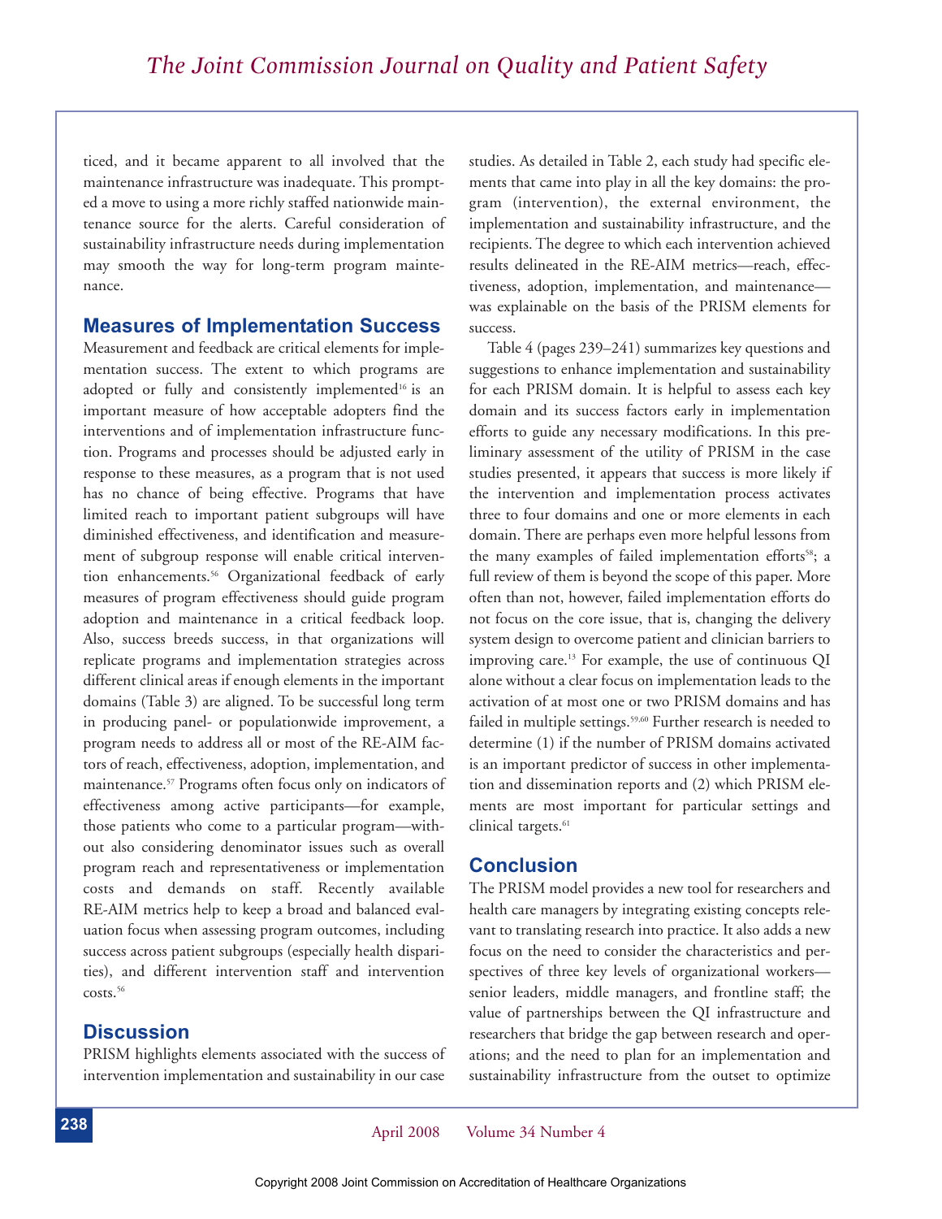ticed, and it became apparent to all involved that the maintenance infrastructure was inadequate. This prompted a move to using a more richly staffed nationwide maintenance source for the alerts. Careful consideration of sustainability infrastructure needs during implementation may smooth the way for long-term program maintenance.

## Measures of Implementation Success

Measurement and feedback are critical elements for implementation success. The extent to which programs are adopted or fully and consistently implemented[16] is an important measure of how acceptable adopters find the interventions and of implementation infrastructure function. Programs and processes should be adjusted early in response to these measures, as a program that is not used has no chance of being effective. Programs that have limited reach to important patient subgroups will have diminished effectiveness, and identification and measurement of subgroup response will enable critical intervention enhancements.[56] Organizational feedback of early measures of program effectiveness should guide program adoption and maintenance in a critical feedback loop. Also, success breeds success, in that organizations will replicate programs and implementation strategies across different clinical areas if enough elements in the important domains (Table 3) are aligned. To be successful long term in producing panel- or populationwide improvement, a program needs to address all or most of the RE-AIM factors of reach, effectiveness, adoption, implementation, and maintenance.[57] Programs often focus only on indicators of effectiveness among active participants—for example, those patients who come to a particular program—without also considering denominator issues such as overall program reach and representativeness or implementation costs and demands on staff. Recently available RE-AIM metrics help to keep a broad and balanced evaluation focus when assessing program outcomes, including success across patient subgroups (especially health disparities), and different intervention staff and intervention costs.[56]

## Discussion

PRISM highlights elements associated with the success of intervention implementation and sustainability in our case studies. As detailed in Table 2, each study had specific elements that came into play in all the key domains: the program (intervention), the external environment, the implementation and sustainability infrastructure, and the recipients. The degree to which each intervention achieved results delineated in the RE-AIM metrics—reach, effectiveness, adoption, implementation, and maintenance—was explainable on the basis of the PRISM elements for success.

Table 4 (pages 239–241) summarizes key questions and suggestions to enhance implementation and sustainability for each PRISM domain. It is helpful to assess each key domain and its success factors early in implementation efforts to guide any necessary modifications. In this preliminary assessment of the utility of PRISM in the case studies presented, it appears that success is more likely if the intervention and implementation process activates three to four domains and one or more elements in each domain. There are perhaps even more helpful lessons from the many examples of failed implementation efforts[58]; a full review of them is beyond the scope of this paper. More often than not, however, failed implementation efforts do not focus on the core issue, that is, changing the delivery system design to overcome patient and clinician barriers to improving care.[13] For example, the use of continuous QI alone without a clear focus on implementation leads to the activation of at most one or two PRISM domains and has failed in multiple settings.[59,60] Further research is needed to determine (1) if the number of PRISM domains activated is an important predictor of success in other implementation and dissemination reports and (2) which PRISM elements are most important for particular settings and clinical targets.[61]

## Conclusion

The PRISM model provides a new tool for researchers and health care managers by integrating existing concepts relevant to translating research into practice. It also adds a new focus on the need to consider the characteristics and perspectives of three key levels of organizational workers—senior leaders, middle managers, and frontline staff; the value of partnerships between the QI infrastructure and researchers that bridge the gap between research and operations; and the need to plan for an implementation and sustainability infrastructure from the outset to optimize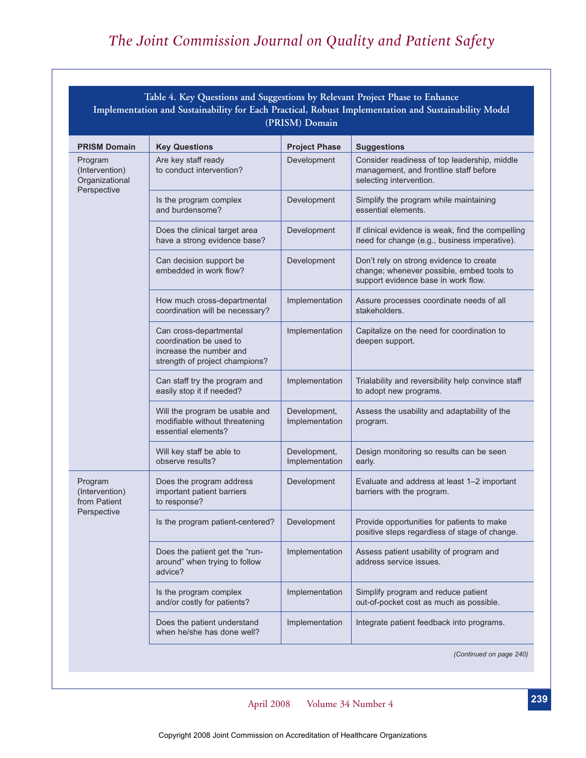**Table 4. Key Questions and Suggestions by Relevant Project Phase to Enhance Implementation and Sustainability for Each Practical, Robust Implementation and Sustainability Model (PRISM) Domain**

| PRISM Domain | Key Questions | Project Phase | Suggestions |
|---|---|---|---|
| Program (Intervention) Organizational Perspective | Are key staff ready to conduct intervention? | Development | Consider readiness of top leadership, middle management, and frontline staff before selecting intervention. |
| | Is the program complex and burdensome? | Development | Simplify the program while maintaining essential elements. |
| | Does the clinical target area have a strong evidence base? | Development | If clinical evidence is weak, find the compelling need for change (e.g., business imperative). |
| | Can decision support be embedded in work flow? | Development | Don't rely on strong evidence to create change; whenever possible, embed tools to support evidence base in work flow. |
| | How much cross-departmental coordination will be necessary? | Implementation | Assure processes coordinate needs of all stakeholders. |
| | Can cross-departmental coordination be used to increase the number and strength of project champions? | Implementation | Capitalize on the need for coordination to deepen support. |
| | Can staff try the program and easily stop it if needed? | Implementation | Trialability and reversibility help convince staff to adopt new programs. |
| | Will the program be usable and modifiable without threatening essential elements? | Development, Implementation | Assess the usability and adaptability of the program. |
| | Will key staff be able to observe results? | Development, Implementation | Design monitoring so results can be seen early. |
| Program (Intervention) from Patient Perspective | Does the program address important patient barriers to response? | Development | Evaluate and address at least 1–2 important barriers with the program. |
| | Is the program patient-centered? | Development | Provide opportunities for patients to make positive steps regardless of stage of change. |
| | Does the patient get the "run-around" when trying to follow advice? | Implementation | Assess patient usability of program and address service issues. |
| | Is the program complex and/or costly for patients? | Implementation | Simplify program and reduce patient out-of-pocket cost as much as possible. |
| | Does the patient understand when he/she has done well? | Implementation | Integrate patient feedback into programs. |

*(Continued on page 240)*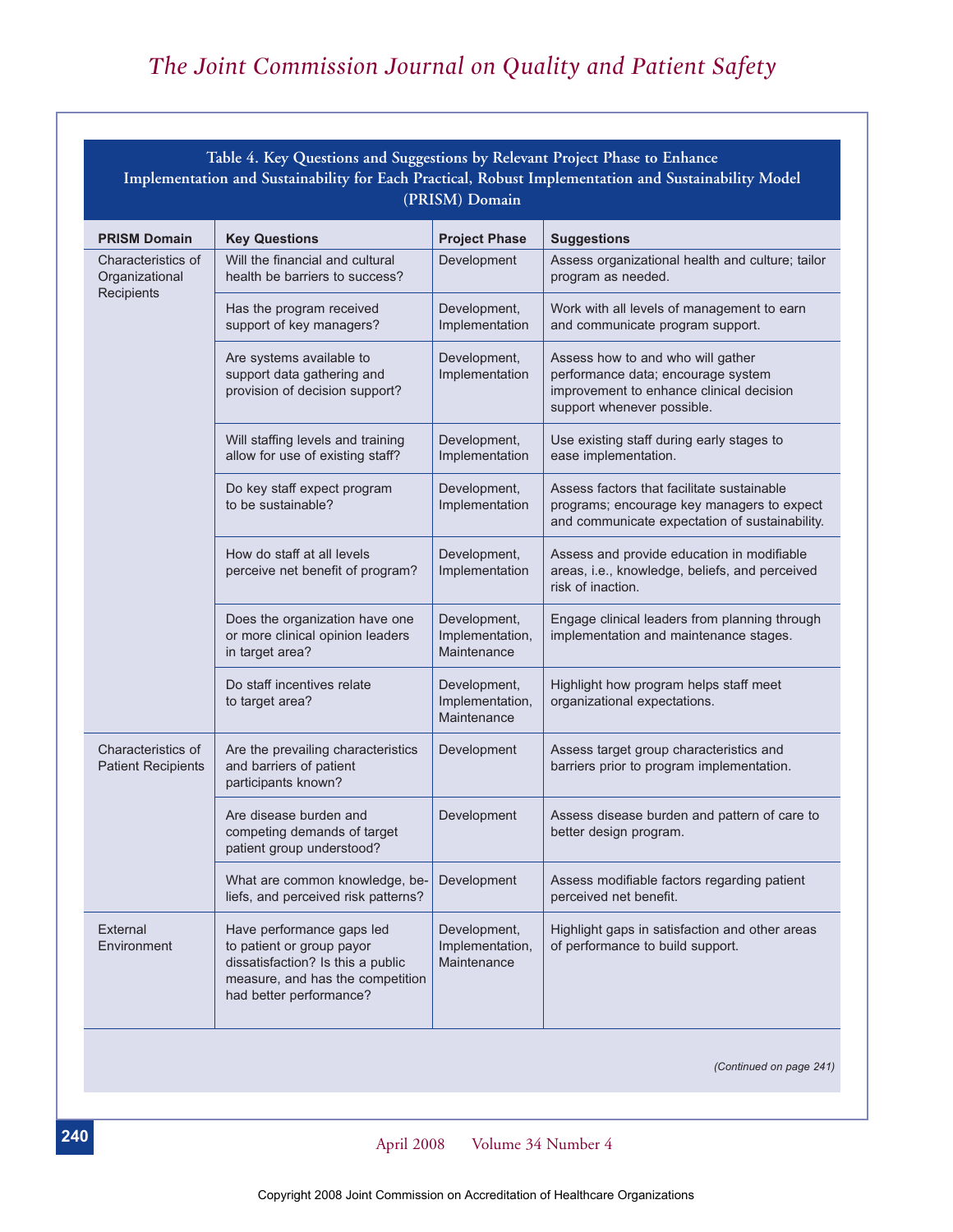**Table 4. Key Questions and Suggestions by Relevant Project Phase to Enhance Implementation and Sustainability for Each Practical, Robust Implementation and Sustainability Model (PRISM) Domain**

| PRISM Domain | Key Questions | Project Phase | Suggestions |
|---|---|---|---|
| Characteristics of Organizational Recipients | Will the financial and cultural health be barriers to success? | Development | Assess organizational health and culture; tailor program as needed. |
| | Has the program received support of key managers? | Development, Implementation | Work with all levels of management to earn and communicate program support. |
| | Are systems available to support data gathering and provision of decision support? | Development, Implementation | Assess how to and who will gather performance data; encourage system improvement to enhance clinical decision support whenever possible. |
| | Will staffing levels and training allow for use of existing staff? | Development, Implementation | Use existing staff during early stages to ease implementation. |
| | Do key staff expect program to be sustainable? | Development, Implementation | Assess factors that facilitate sustainable programs; encourage key managers to expect and communicate expectation of sustainability. |
| | How do staff at all levels perceive net benefit of program? | Development, Implementation | Assess and provide education in modifiable areas, i.e., knowledge, beliefs, and perceived risk of inaction. |
| | Does the organization have one or more clinical opinion leaders in target area? | Development, Implementation, Maintenance | Engage clinical leaders from planning through implementation and maintenance stages. |
| | Do staff incentives relate to target area? | Development, Implementation, Maintenance | Highlight how program helps staff meet organizational expectations. |
| Characteristics of Patient Recipients | Are the prevailing characteristics and barriers of patient participants known? | Development | Assess target group characteristics and barriers prior to program implementation. |
| | Are disease burden and competing demands of target patient group understood? | Development | Assess disease burden and pattern of care to better design program. |
| | What are common knowledge, beliefs, and perceived risk patterns? | Development | Assess modifiable factors regarding patient perceived net benefit. |
| External Environment | Have performance gaps led to patient or group payor dissatisfaction? Is this a public measure, and has the competition had better performance? | Development, Implementation, Maintenance | Highlight gaps in satisfaction and other areas of performance to build support. |

*(Continued on page 241)*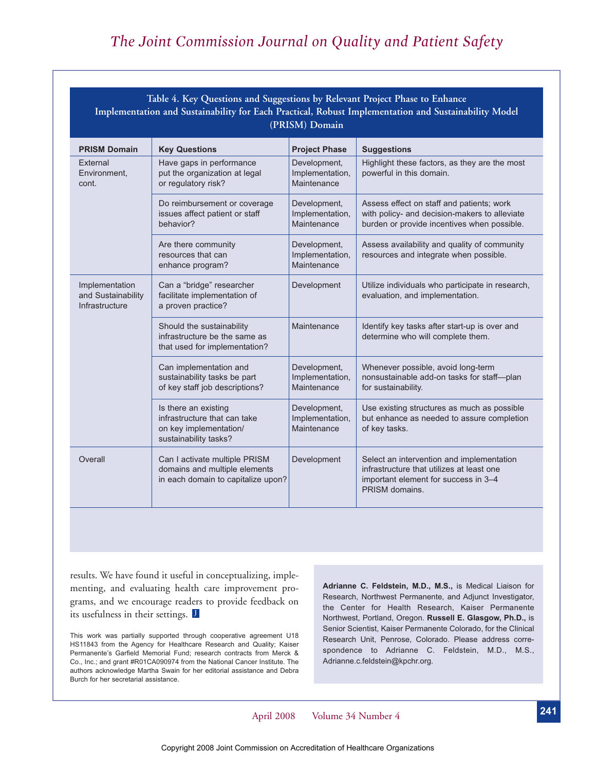**Table 4. Key Questions and Suggestions by Relevant Project Phase to Enhance Implementation and Sustainability for Each Practical, Robust Implementation and Sustainability Model (PRISM) Domain**

| PRISM Domain | Key Questions | Project Phase | Suggestions |
|---|---|---|---|
| External Environment, cont. | Have gaps in performance put the organization at legal or regulatory risk? | Development, Implementation, Maintenance | Highlight these factors, as they are the most powerful in this domain. |
| | Do reimbursement or coverage issues affect patient or staff behavior? | Development, Implementation, Maintenance | Assess effect on staff and patients; work with policy- and decision-makers to alleviate burden or provide incentives when possible. |
| | Are there community resources that can enhance program? | Development, Implementation, Maintenance | Assess availability and quality of community resources and integrate when possible. |
| Implementation and Sustainability Infrastructure | Can a "bridge" researcher facilitate implementation of a proven practice? | Development | Utilize individuals who participate in research, evaluation, and implementation. |
| | Should the sustainability infrastructure be the same as that used for implementation? | Maintenance | Identify key tasks after start-up is over and determine who will complete them. |
| | Can implementation and sustainability tasks be part of key staff job descriptions? | Development, Implementation, Maintenance | Whenever possible, avoid long-term nonsustainable add-on tasks for staff—plan for sustainability. |
| | Is there an existing infrastructure that can take on key implementation/ sustainability tasks? | Development, Implementation, Maintenance | Use existing structures as much as possible but enhance as needed to assure completion of key tasks. |
| Overall | Can I activate multiple PRISM domains and multiple elements in each domain to capitalize upon? | Development | Select an intervention and implementation infrastructure that utilizes at least one important element for success in 3–4 PRISM domains. |

results. We have found it useful in conceptualizing, implementing, and evaluating health care improvement programs, and we encourage readers to provide feedback on its usefulness in their settings.

This work was partially supported through cooperative agreement U18 HS11843 from the Agency for Healthcare Research and Quality; Kaiser Permanente's Garfield Memorial Fund; research contracts from Merck & Co., Inc.; and grant #R01CA090974 from the National Cancer Institute. The authors acknowledge Martha Swain for her editorial assistance and Debra Burch for her secretarial assistance.

**Adrianne C. Feldstein, M.D., M.S.,** is Medical Liaison for Research, Northwest Permanente, and Adjunct Investigator, the Center for Health Research, Kaiser Permanente Northwest, Portland, Oregon. **Russell E. Glasgow, Ph.D.,** is Senior Scientist, Kaiser Permanente Colorado, for the Clinical Research Unit, Penrose, Colorado. Please address correspondence to Adrianne C. Feldstein, M.D., M.S., Adrianne.c.feldstein@kpchr.org.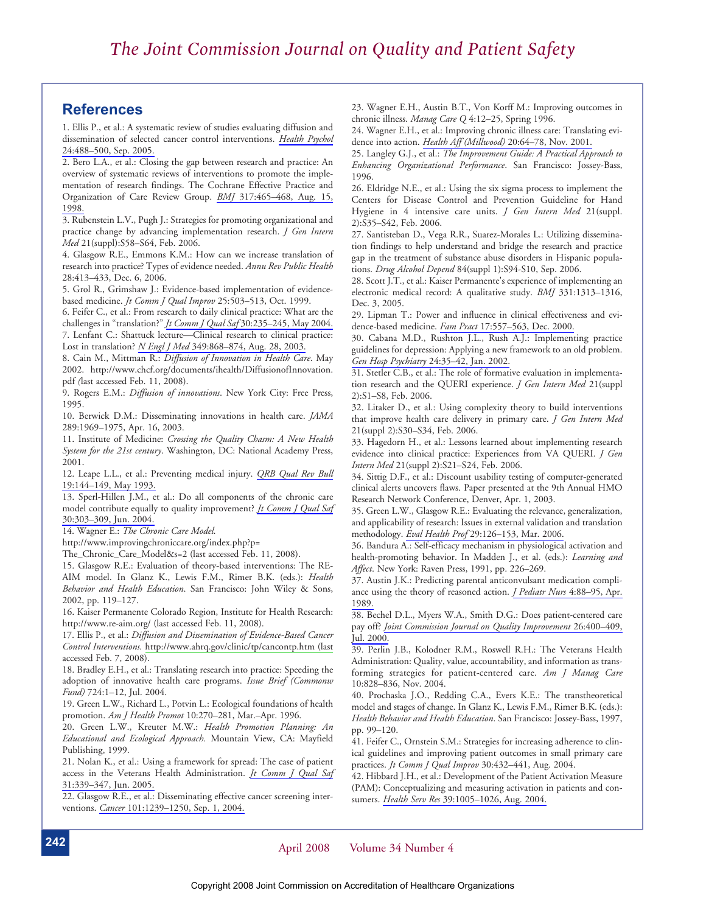## References

1. Ellis P., et al.: A systematic review of studies evaluating diffusion and dissemination of selected cancer control interventions. *Health Psychol* 24:488–500, Sep. 2005.

2. Bero L.A., et al.: Closing the gap between research and practice: An overview of systematic reviews of interventions to promote the implementation of research findings. The Cochrane Effective Practice and Organization of Care Review Group. *BMJ* 317:465–468, Aug. 15, 1998.

3. Rubenstein L.V., Pugh J.: Strategies for promoting organizational and practice change by advancing implementation research. *J Gen Intern Med* 21(suppl):S58–S64, Feb. 2006.

4. Glasgow R.E., Emmons K.M.: How can we increase translation of research into practice? Types of evidence needed. *Annu Rev Public Health* 28:413–433, Dec. 6, 2006.

5. Grol R., Grimshaw J.: Evidence-based implementation of evidence-based medicine. *Jt Comm J Qual Improv* 25:503–513, Oct. 1999.

6. Feifer C., et al.: From research to daily clinical practice: What are the challenges in "translation?" *Jt Comm J Qual Saf* 30:235–245, May 2004.

7. Lenfant C.: Shattuck lecture—Clinical research to clinical practice: Lost in translation? *N Engl J Med* 349:868–874, Aug. 28, 2003.

8. Cain M., Mittman R.: *Diffusion of Innovation in Health Care*. May 2002. http://www.chcf.org/documents/ihealth/DiffusionofInnovation.pdf (last accessed Feb. 11, 2008).

9. Rogers E.M.: *Diffusion of innovations*. New York City: Free Press, 1995.

10. Berwick D.M.: Disseminating innovations in health care. *JAMA* 289:1969–1975, Apr. 16, 2003.

11. Institute of Medicine: *Crossing the Quality Chasm: A New Health System for the 21st century*. Washington, DC: National Academy Press, 2001.

12. Leape L.L., et al.: Preventing medical injury. *QRB Qual Rev Bull* 19:144–149, May 1993.

13. Sperl-Hillen J.M., et al.: Do all components of the chronic care model contribute equally to quality improvement? *Jt Comm J Qual Saf* 30:303–309, Jun. 2004.

14. Wagner E.: *The Chronic Care Model*. http://www.improvingchroniccare.org/index.php?p=The_Chronic_Care_Model&s=2 (last accessed Feb. 11, 2008).

15. Glasgow R.E.: Evaluation of theory-based interventions: The RE-AIM model. In Glanz K., Lewis F.M., Rimer B.K. (eds.): *Health Behavior and Health Education*. San Francisco: John Wiley & Sons, 2002, pp. 119–127.

16. Kaiser Permanente Colorado Region, Institute for Health Research: http://www.re-aim.org/ (last accessed Feb. 11, 2008).

17. Ellis P., et al.: *Diffusion and Dissemination of Evidence-Based Cancer Control Interventions.* http://www.ahrq.gov/clinic/tp/cancontp.htm (last accessed Feb. 7, 2008).

18. Bradley E.H., et al.: Translating research into practice: Speeding the adoption of innovative health care programs. *Issue Brief (Commonw Fund)* 724:1–12, Jul. 2004.

19. Green L.W., Richard L., Potvin L.: Ecological foundations of health promotion. *Am J Health Promot* 10:270–281, Mar.–Apr. 1996.

20. Green L.W., Kreuter M.W.: *Health Promotion Planning: An Educational and Ecological Approach.* Mountain View, CA: Mayfield Publishing, 1999.

21. Nolan K., et al.: Using a framework for spread: The case of patient access in the Veterans Health Administration. *Jt Comm J Qual Saf* 31:339–347, Jun. 2005.

22. Glasgow R.E., et al.: Disseminating effective cancer screening interventions. *Cancer* 101:1239–1250, Sep. 1, 2004.

23. Wagner E.H., Austin B.T., Von Korff M.: Improving outcomes in chronic illness. *Manag Care Q* 4:12–25, Spring 1996.

24. Wagner E.H., et al.: Improving chronic illness care: Translating evidence into action. *Health Aff (Millwood)* 20:64–78, Nov. 2001.

25. Langley G.J., et al.: *The Improvement Guide: A Practical Approach to Enhancing Organizational Performance*. San Francisco: Jossey-Bass, 1996.

26. Eldridge N.E., et al.: Using the six sigma process to implement the Centers for Disease Control and Prevention Guideline for Hand Hygiene in 4 intensive care units. *J Gen Intern Med* 21(suppl. 2):S35–S42, Feb. 2006.

27. Santisteban D., Vega R.R., Suarez-Morales L.: Utilizing dissemination findings to help understand and bridge the research and practice gap in the treatment of substance abuse disorders in Hispanic populations. *Drug Alcohol Depend* 84(suppl 1):S94-S10, Sep. 2006.

28. Scott J.T., et al.: Kaiser Permanente's experience of implementing an electronic medical record: A qualitative study. *BMJ* 331:1313–1316, Dec. 3, 2005.

29. Lipman T.: Power and influence in clinical effectiveness and evidence-based medicine. *Fam Pract* 17:557–563, Dec. 2000.

30. Cabana M.D., Rushton J.L., Rush A.J.: Implementing practice guidelines for depression: Applying a new framework to an old problem. *Gen Hosp Psychiatry* 24:35–42, Jan. 2002.

31. Stetler C.B., et al.: The role of formative evaluation in implementation research and the QUERI experience. *J Gen Intern Med* 21(suppl 2):S1–S8, Feb. 2006.

32. Litaker D., et al.: Using complexity theory to build interventions that improve health care delivery in primary care. *J Gen Intern Med* 21(suppl 2):S30–S34, Feb. 2006.

33. Hagedorn H., et al.: Lessons learned about implementing research evidence into clinical practice: Experiences from VA QUERI. *J Gen Intern Med* 21(suppl 2):S21–S24, Feb. 2006.

34. Sittig D.F., et al.: Discount usability testing of computer-generated clinical alerts uncovers flaws. Paper presented at the 9th Annual HMO Research Network Conference, Denver, Apr. 1, 2003.

35. Green L.W., Glasgow R.E.: Evaluating the relevance, generalization, and applicability of research: Issues in external validation and translation methodology. *Eval Health Prof* 29:126–153, Mar. 2006.

36. Bandura A.: Self-efficacy mechanism in physiological activation and health-promoting behavior. In Madden J., et al. (eds.): *Learning and Affect*. New York: Raven Press, 1991, pp. 226–269.

37. Austin J.K.: Predicting parental anticonvulsant medication compliance using the theory of reasoned action. *J Pediatr Nurs* 4:88–95, Apr. 1989.

38. Bechel D.L., Myers W.A., Smith D.G.: Does patient-centered care pay off? *Joint Commission Journal on Quality Improvement* 26:400–409, Jul. 2000.

39. Perlin J.B., Kolodner R.M., Roswell R.H.: The Veterans Health Administration: Quality, value, accountability, and information as transforming strategies for patient-centered care. *Am J Manag Care* 10:828–836, Nov. 2004.

40. Prochaska J.O., Redding C.A., Evers K.E.: The transtheoretical model and stages of change. In Glanz K., Lewis F.M., Rimer B.K. (eds.): *Health Behavior and Health Education*. San Francisco: Jossey-Bass, 1997, pp. 99–120.

41. Feifer C., Ornstein S.M.: Strategies for increasing adherence to clinical guidelines and improving patient outcomes in small primary care practices. *Jt Comm J Qual Improv* 30:432–441, Aug. 2004.

42. Hibbard J.H., et al.: Development of the Patient Activation Measure (PAM): Conceptualizing and measuring activation in patients and consumers. *Health Serv Res* 39:1005–1026, Aug. 2004.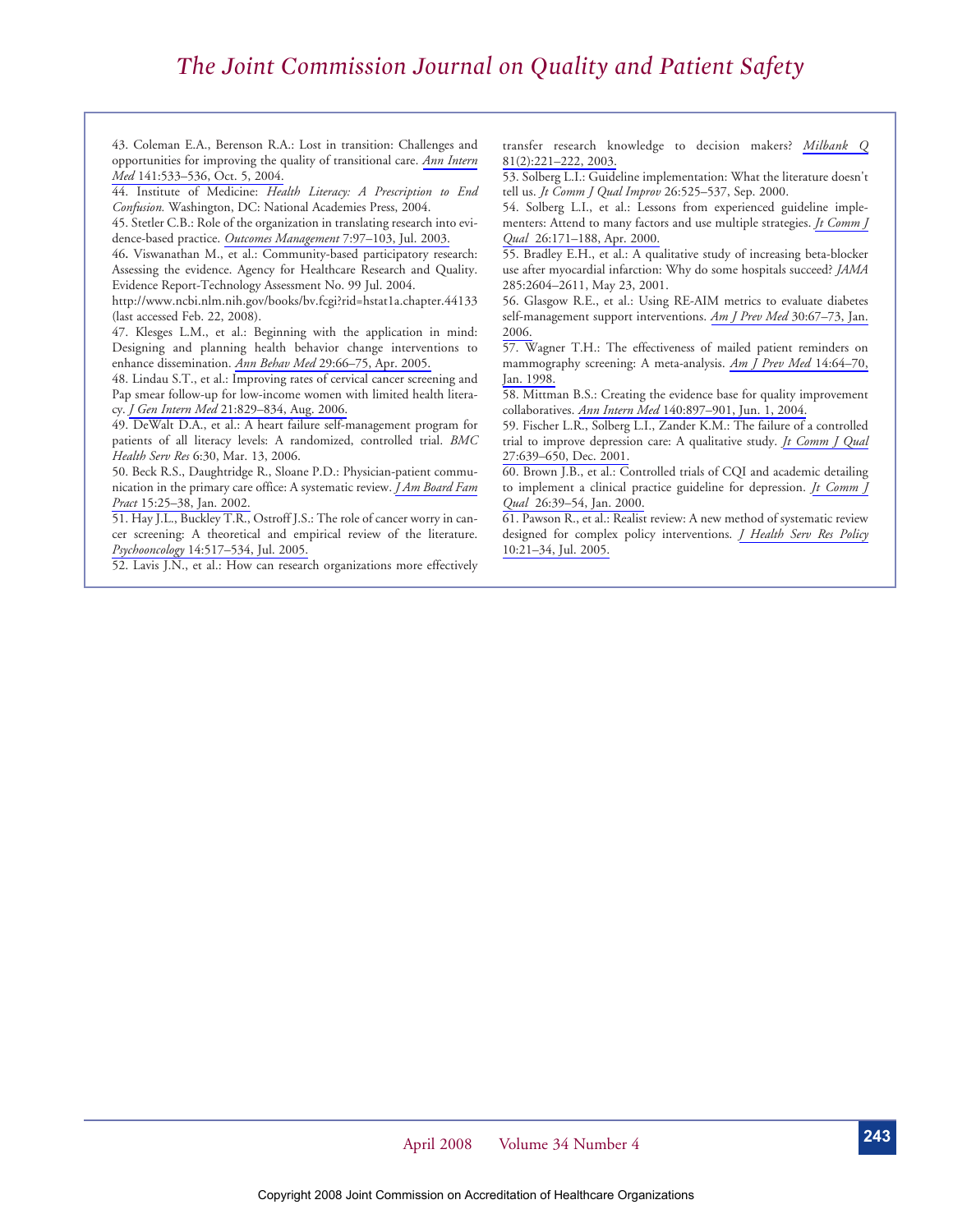43. Coleman E.A., Berenson R.A.: Lost in transition: Challenges and opportunities for improving the quality of transitional care. *Ann Intern Med* 141:533–536, Oct. 5, 2004.

44. Institute of Medicine: *Health Literacy: A Prescription to End Confusion.* Washington, DC: National Academies Press, 2004.

45. Stetler C.B.: Role of the organization in translating research into evidence-based practice. *Outcomes Management* 7:97–103, Jul. 2003.

46. Viswanathan M., et al.: Community-based participatory research: Assessing the evidence. Agency for Healthcare Research and Quality. Evidence Report-Technology Assessment No. 99 Jul. 2004. http://www.ncbi.nlm.nih.gov/books/bv.fcgi?rid=hstat1a.chapter.44133 (last accessed Feb. 22, 2008).

47. Klesges L.M., et al.: Beginning with the application in mind: Designing and planning health behavior change interventions to enhance dissemination. *Ann Behav Med* 29:66–75, Apr. 2005.

48. Lindau S.T., et al.: Improving rates of cervical cancer screening and Pap smear follow-up for low-income women with limited health literacy. *J Gen Intern Med* 21:829–834, Aug. 2006.

49. DeWalt D.A., et al.: A heart failure self-management program for patients of all literacy levels: A randomized, controlled trial. *BMC Health Serv Res* 6:30, Mar. 13, 2006.

50. Beck R.S., Daughtridge R., Sloane P.D.: Physician-patient communication in the primary care office: A systematic review. *J Am Board Fam Pract* 15:25–38, Jan. 2002.

51. Hay J.L., Buckley T.R., Ostroff J.S.: The role of cancer worry in cancer screening: A theoretical and empirical review of the literature. *Psychooncology* 14:517–534, Jul. 2005.

52. Lavis J.N., et al.: How can research organizations more effectively transfer research knowledge to decision makers? *Milbank Q* 81(2):221–222, 2003.

53. Solberg L.I.: Guideline implementation: What the literature doesn't tell us. *Jt Comm J Qual Improv* 26:525–537, Sep. 2000.

54. Solberg L.I., et al.: Lessons from experienced guideline implementers: Attend to many factors and use multiple strategies. *Jt Comm J Qual* 26:171–188, Apr. 2000.

55. Bradley E.H., et al.: A qualitative study of increasing beta-blocker use after myocardial infarction: Why do some hospitals succeed? *JAMA* 285:2604–2611, May 23, 2001.

56. Glasgow R.E., et al.: Using RE-AIM metrics to evaluate diabetes self-management support interventions. *Am J Prev Med* 30:67–73, Jan. 2006.

57. Wagner T.H.: The effectiveness of mailed patient reminders on mammography screening: A meta-analysis. *Am J Prev Med* 14:64–70, Jan. 1998.

58. Mittman B.S.: Creating the evidence base for quality improvement collaboratives. *Ann Intern Med* 140:897–901, Jun. 1, 2004.

59. Fischer L.R., Solberg L.I., Zander K.M.: The failure of a controlled trial to improve depression care: A qualitative study. *Jt Comm J Qual* 27:639–650, Dec. 2001.

60. Brown J.B., et al.: Controlled trials of CQI and academic detailing to implement a clinical practice guideline for depression. *Jt Comm J Qual* 26:39–54, Jan. 2000.

61. Pawson R., et al.: Realist review: A new method of systematic review designed for complex policy interventions. *J Health Serv Res Policy* 10:21–34, Jul. 2005.